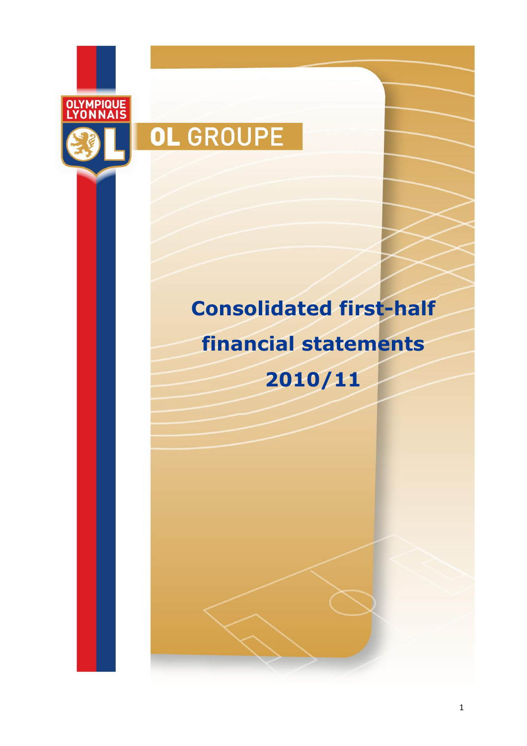OLYMPIQUE LYONNAIS

OL GROUPE

# Consolidated first-half financial statements 2010/11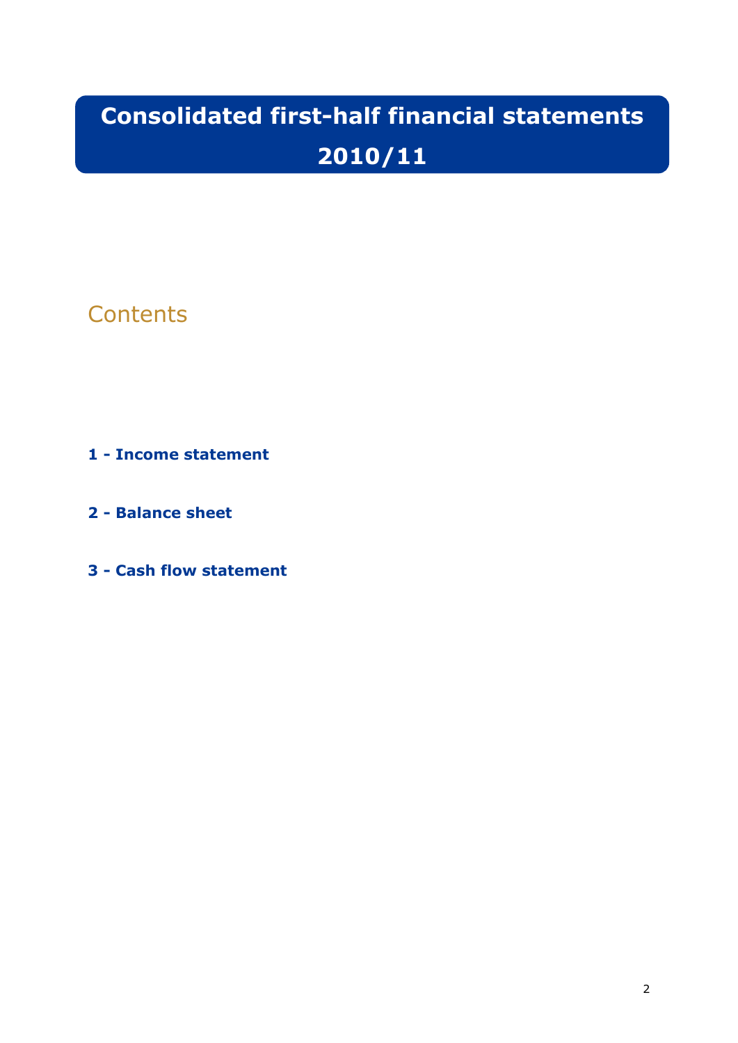# Consolidated first-half financial statements 2010/11

## Contents

**1 - Income statement**

**2 - Balance sheet**

**3 - Cash flow statement**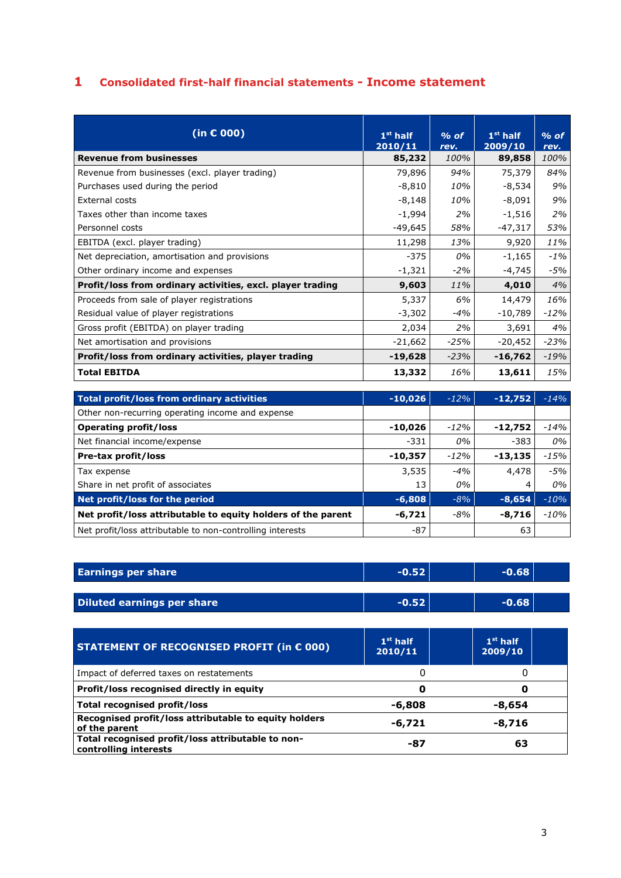## 1 Consolidated first-half financial statements - Income statement

| (in € 000) | 1st half 2010/11 | % of rev. | 1st half 2009/10 | % of rev. |
|---|---|---|---|---|
| **Revenue from businesses** | **85,232** | *100%* | **89,858** | *100%* |
| Revenue from businesses (excl. player trading) | 79,896 | *94%* | 75,379 | *84%* |
| Purchases used during the period | -8,810 | *10%* | -8,534 | *9%* |
| External costs | -8,148 | *10%* | -8,091 | *9%* |
| Taxes other than income taxes | -1,994 | *2%* | -1,516 | *2%* |
| Personnel costs | -49,645 | *58%* | -47,317 | *53%* |
| EBITDA (excl. player trading) | 11,298 | *13%* | 9,920 | *11%* |
| Net depreciation, amortisation and provisions | -375 | *0%* | -1,165 | *-1%* |
| Other ordinary income and expenses | -1,321 | *-2%* | -4,745 | *-5%* |
| **Profit/loss from ordinary activities, excl. player trading** | **9,603** | *11%* | **4,010** | *4%* |
| Proceeds from sale of player registrations | 5,337 | *6%* | 14,479 | *16%* |
| Residual value of player registrations | -3,302 | *-4%* | -10,789 | *-12%* |
| Gross profit (EBITDA) on player trading | 2,034 | *2%* | 3,691 | *4%* |
| Net amortisation and provisions | -21,662 | *-25%* | -20,452 | *-23%* |
| **Profit/loss from ordinary activities, player trading** | **-19,628** | *-23%* | **-16,762** | *-19%* |
| **Total EBITDA** | **13,332** | *16%* | **13,611** | *15%* |
| **Total profit/loss from ordinary activities** | **-10,026** | *-12%* | **-12,752** | *-14%* |
| Other non-recurring operating income and expense | | | | |
| **Operating profit/loss** | **-10,026** | *-12%* | **-12,752** | *-14%* |
| Net financial income/expense | -331 | *0%* | -383 | *0%* |
| **Pre-tax profit/loss** | **-10,357** | *-12%* | **-13,135** | *-15%* |
| Tax expense | 3,535 | *-4%* | 4,478 | *-5%* |
| Share in net profit of associates | 13 | *0%* | 4 | *0%* |
| **Net profit/loss for the period** | **-6,808** | *-8%* | **-8,654** | *-10%* |
| **Net profit/loss attributable to equity holders of the parent** | **-6,721** | *-8%* | **-8,716** | *-10%* |
| Net profit/loss attributable to non-controlling interests | -87 | | 63 | |

| | | | | |
|---|---|---|---|---|
| **Earnings per share** | **-0.52** | | **-0.68** | |
| **Diluted earnings per share** | **-0.52** | | **-0.68** | |

| STATEMENT OF RECOGNISED PROFIT (in € 000) | 1st half 2010/11 | | 1st half 2009/10 | |
|---|---|---|---|---|
| Impact of deferred taxes on restatements | 0 | | 0 | |
| **Profit/loss recognised directly in equity** | **0** | | **0** | |
| **Total recognised profit/loss** | **-6,808** | | **-8,654** | |
| **Recognised profit/loss attributable to equity holders of the parent** | **-6,721** | | **-8,716** | |
| **Total recognised profit/loss attributable to non-controlling interests** | **-87** | | **63** | |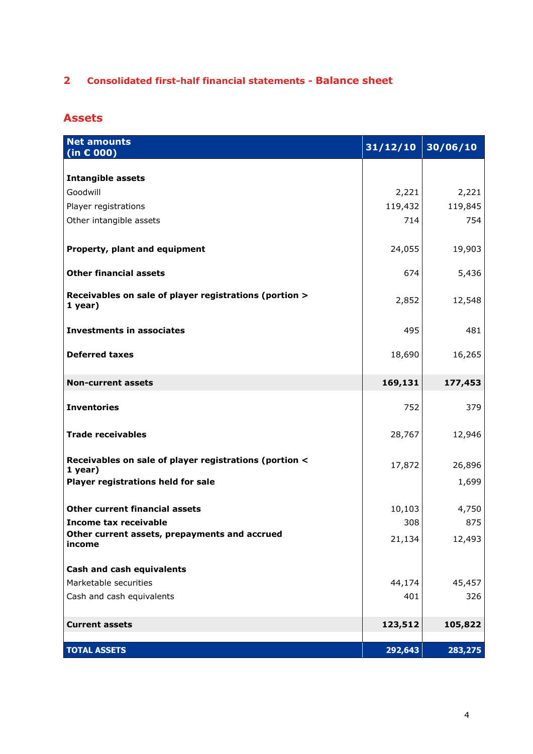## 2 Consolidated first-half financial statements - Balance sheet

### Assets

| Net amounts (in € 000) | 31/12/10 | 30/06/10 |
|---|---|---|
| **Intangible assets** | | |
| Goodwill | 2,221 | 2,221 |
| Player registrations | 119,432 | 119,845 |
| Other intangible assets | 714 | 754 |
| **Property, plant and equipment** | 24,055 | 19,903 |
| **Other financial assets** | 674 | 5,436 |
| **Receivables on sale of player registrations (portion > 1 year)** | 2,852 | 12,548 |
| **Investments in associates** | 495 | 481 |
| **Deferred taxes** | 18,690 | 16,265 |
| **Non-current assets** | **169,131** | **177,453** |
| **Inventories** | 752 | 379 |
| **Trade receivables** | 28,767 | 12,946 |
| **Receivables on sale of player registrations (portion < 1 year)** | 17,872 | 26,896 |
| **Player registrations held for sale** | | 1,699 |
| **Other current financial assets** | 10,103 | 4,750 |
| **Income tax receivable** | 308 | 875 |
| **Other current assets, prepayments and accrued income** | 21,134 | 12,493 |
| **Cash and cash equivalents** | | |
| Marketable securities | 44,174 | 45,457 |
| Cash and cash equivalents | 401 | 326 |
| **Current assets** | **123,512** | **105,822** |
| **TOTAL ASSETS** | **292,643** | **283,275** |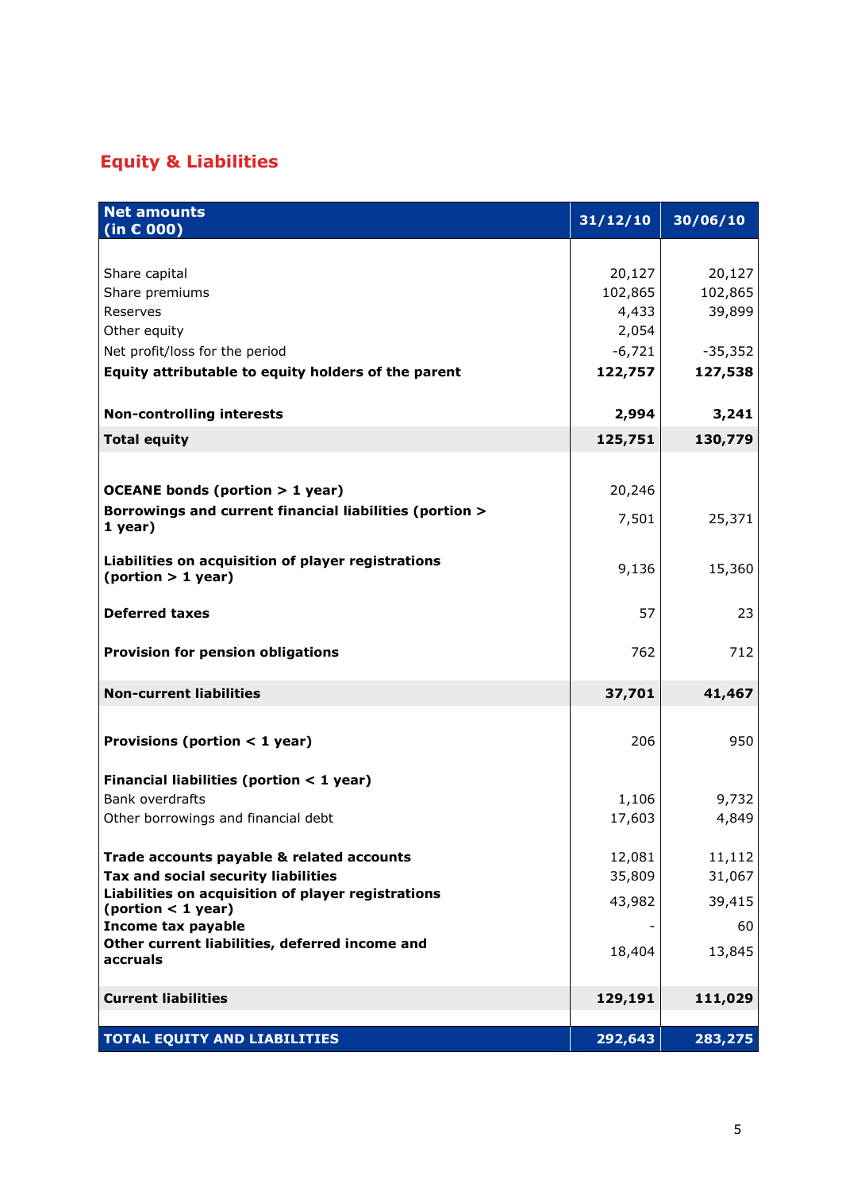## Equity & Liabilities

| Net amounts (in € 000) | 31/12/10 | 30/06/10 |
|---|---|---|
| Share capital | 20,127 | 20,127 |
| Share premiums | 102,865 | 102,865 |
| Reserves | 4,433 | 39,899 |
| Other equity | 2,054 | |
| Net profit/loss for the period | -6,721 | -35,352 |
| **Equity attributable to equity holders of the parent** | **122,757** | **127,538** |
| **Non-controlling interests** | **2,994** | **3,241** |
| **Total equity** | **125,751** | **130,779** |
| **OCEANE bonds (portion > 1 year)** | 20,246 | |
| **Borrowings and current financial liabilities (portion > 1 year)** | 7,501 | 25,371 |
| **Liabilities on acquisition of player registrations (portion > 1 year)** | 9,136 | 15,360 |
| **Deferred taxes** | 57 | 23 |
| **Provision for pension obligations** | 762 | 712 |
| **Non-current liabilities** | **37,701** | **41,467** |
| **Provisions (portion < 1 year)** | 206 | 950 |
| **Financial liabilities (portion < 1 year)** | | |
| Bank overdrafts | 1,106 | 9,732 |
| Other borrowings and financial debt | 17,603 | 4,849 |
| **Trade accounts payable & related accounts** | 12,081 | 11,112 |
| **Tax and social security liabilities** | 35,809 | 31,067 |
| **Liabilities on acquisition of player registrations (portion < 1 year)** | 43,982 | 39,415 |
| **Income tax payable** | - | 60 |
| **Other current liabilities, deferred income and accruals** | 18,404 | 13,845 |
| **Current liabilities** | **129,191** | **111,029** |
| **TOTAL EQUITY AND LIABILITIES** | **292,643** | **283,275** |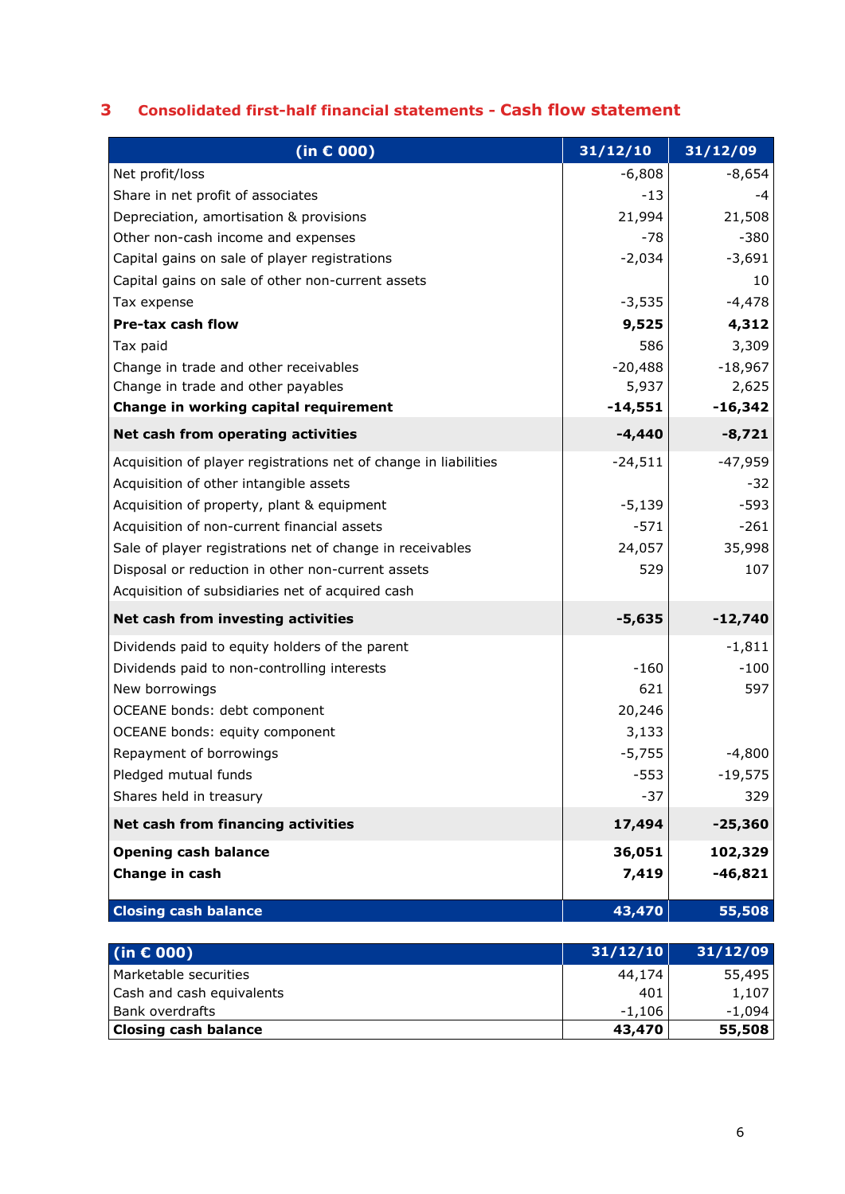## 3 Consolidated first-half financial statements - Cash flow statement

| (in € 000) | 31/12/10 | 31/12/09 |
|---|---|---|
| Net profit/loss | -6,808 | -8,654 |
| Share in net profit of associates | -13 | -4 |
| Depreciation, amortisation & provisions | 21,994 | 21,508 |
| Other non-cash income and expenses | -78 | -380 |
| Capital gains on sale of player registrations | -2,034 | -3,691 |
| Capital gains on sale of other non-current assets | | 10 |
| Tax expense | -3,535 | -4,478 |
| **Pre-tax cash flow** | **9,525** | **4,312** |
| Tax paid | 586 | 3,309 |
| Change in trade and other receivables | -20,488 | -18,967 |
| Change in trade and other payables | 5,937 | 2,625 |
| **Change in working capital requirement** | **-14,551** | **-16,342** |
| **Net cash from operating activities** | **-4,440** | **-8,721** |
| Acquisition of player registrations net of change in liabilities | -24,511 | -47,959 |
| Acquisition of other intangible assets | | -32 |
| Acquisition of property, plant & equipment | -5,139 | -593 |
| Acquisition of non-current financial assets | -571 | -261 |
| Sale of player registrations net of change in receivables | 24,057 | 35,998 |
| Disposal or reduction in other non-current assets | 529 | 107 |
| Acquisition of subsidiaries net of acquired cash | | |
| **Net cash from investing activities** | **-5,635** | **-12,740** |
| Dividends paid to equity holders of the parent | | -1,811 |
| Dividends paid to non-controlling interests | -160 | -100 |
| New borrowings | 621 | 597 |
| OCEANE bonds: debt component | 20,246 | |
| OCEANE bonds: equity component | 3,133 | |
| Repayment of borrowings | -5,755 | -4,800 |
| Pledged mutual funds | -553 | -19,575 |
| Shares held in treasury | -37 | 329 |
| **Net cash from financing activities** | **17,494** | **-25,360** |
| **Opening cash balance** | **36,051** | **102,329** |
| **Change in cash** | **7,419** | **-46,821** |
| **Closing cash balance** | **43,470** | **55,508** |

| (in € 000) | 31/12/10 | 31/12/09 |
|---|---|---|
| Marketable securities | 44,174 | 55,495 |
| Cash and cash equivalents | 401 | 1,107 |
| Bank overdrafts | -1,106 | -1,094 |
| **Closing cash balance** | **43,470** | **55,508** |